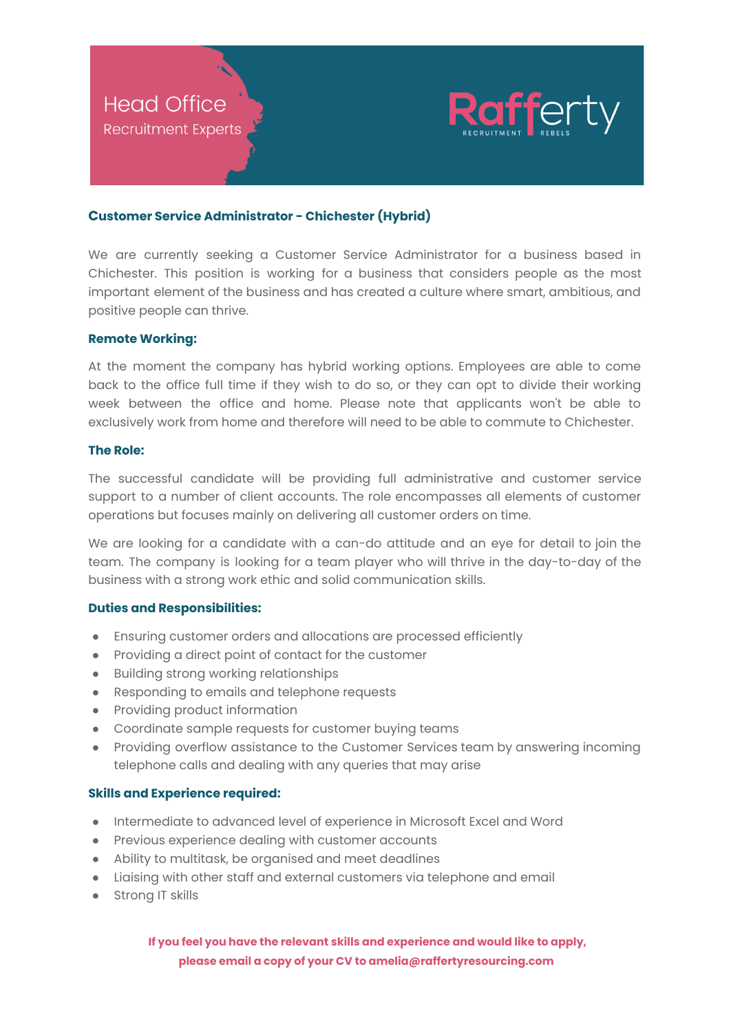Head Office
Recruitment Experts

Rafferty
RECRUITMENT REBELS

## Customer Service Administrator - Chichester (Hybrid)

We are currently seeking a Customer Service Administrator for a business based in Chichester. This position is working for a business that considers people as the most important element of the business and has created a culture where smart, ambitious, and positive people can thrive.

### Remote Working:

At the moment the company has hybrid working options. Employees are able to come back to the office full time if they wish to do so, or they can opt to divide their working week between the office and home. Please note that applicants won't be able to exclusively work from home and therefore will need to be able to commute to Chichester.

### The Role:

The successful candidate will be providing full administrative and customer service support to a number of client accounts. The role encompasses all elements of customer operations but focuses mainly on delivering all customer orders on time.

We are looking for a candidate with a can-do attitude and an eye for detail to join the team. The company is looking for a team player who will thrive in the day-to-day of the business with a strong work ethic and solid communication skills.

### Duties and Responsibilities:

- Ensuring customer orders and allocations are processed efficiently
- Providing a direct point of contact for the customer
- Building strong working relationships
- Responding to emails and telephone requests
- Providing product information
- Coordinate sample requests for customer buying teams
- Providing overflow assistance to the Customer Services team by answering incoming telephone calls and dealing with any queries that may arise

### Skills and Experience required:

- Intermediate to advanced level of experience in Microsoft Excel and Word
- Previous experience dealing with customer accounts
- Ability to multitask, be organised and meet deadlines
- Liaising with other staff and external customers via telephone and email
- Strong IT skills

**If you feel you have the relevant skills and experience and would like to apply, please email a copy of your CV to amelia@raffertyresourcing.com**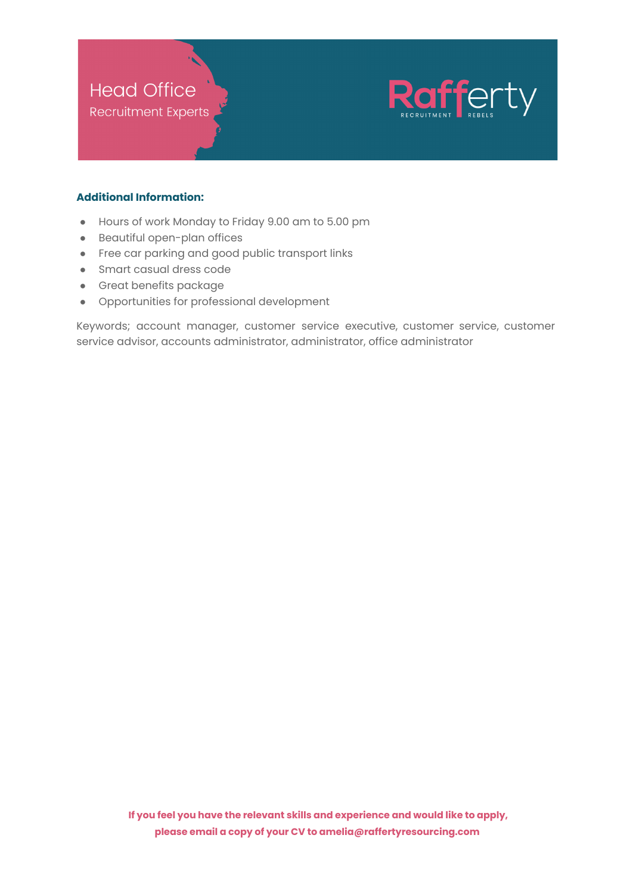Head Office
Recruitment Experts

Rafferty RECRUITMENT REBELS

**Additional Information:**

- Hours of work Monday to Friday 9.00 am to 5.00 pm
- Beautiful open-plan offices
- Free car parking and good public transport links
- Smart casual dress code
- Great benefits package
- Opportunities for professional development

Keywords; account manager, customer service executive, customer service, customer service advisor, accounts administrator, administrator, office administrator

**If you feel you have the relevant skills and experience and would like to apply, please email a copy of your CV to amelia@raffertyresourcing.com**